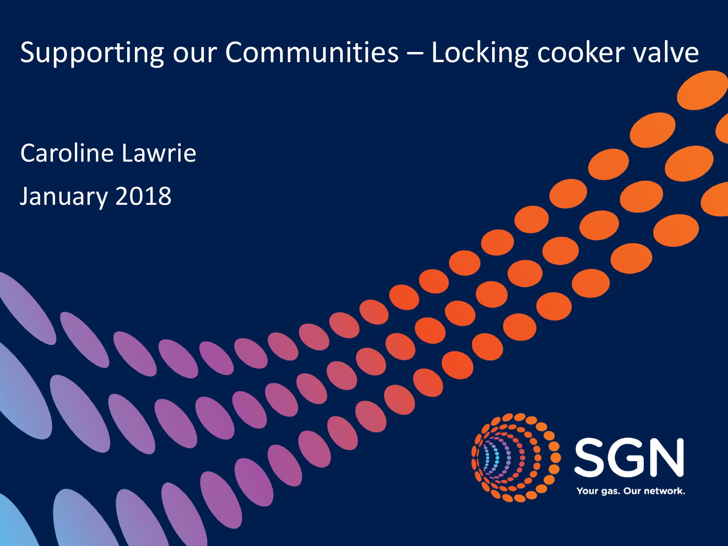# Supporting our Communities – Locking cooker valve

Caroline Lawrie

January 2018

SGN

Your gas. Our network.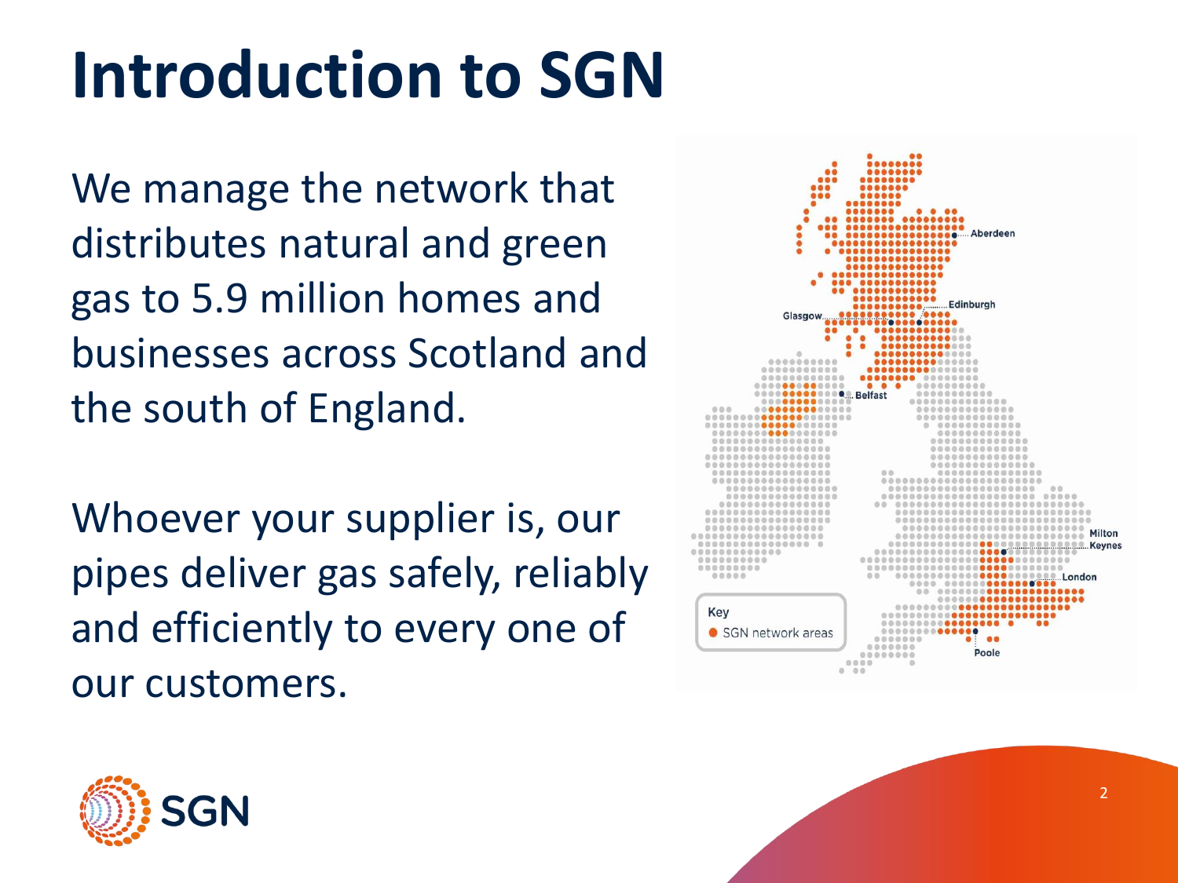# Introduction to SGN

We manage the network that distributes natural and green gas to 5.9 million homes and businesses across Scotland and the south of England.

Whoever your supplier is, our pipes deliver gas safely, reliably and efficiently to every one of our customers.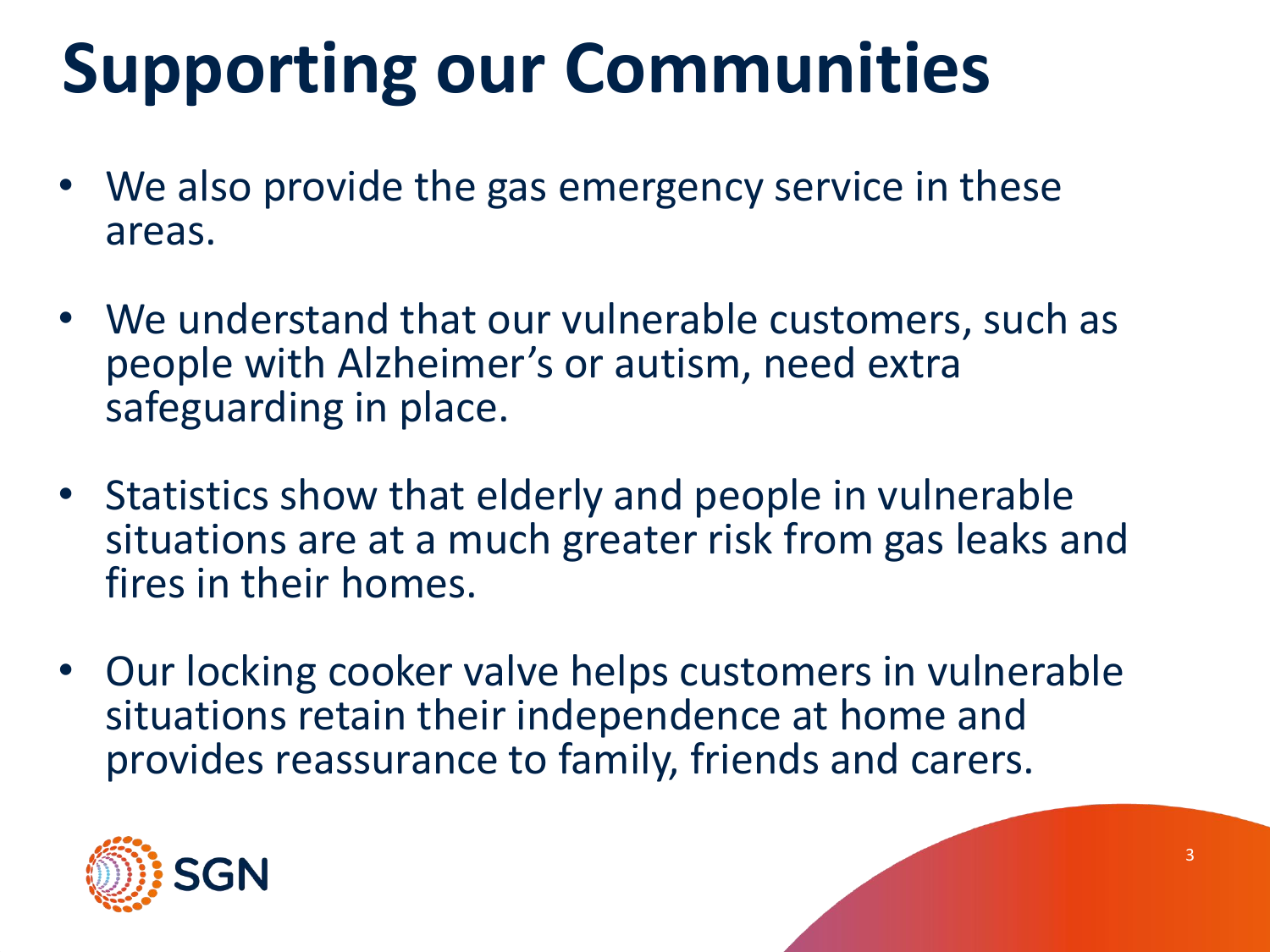# Supporting our Communities

- We also provide the gas emergency service in these areas.
- We understand that our vulnerable customers, such as people with Alzheimer's or autism, need extra safeguarding in place.
- Statistics show that elderly and people in vulnerable situations are at a much greater risk from gas leaks and fires in their homes.
- Our locking cooker valve helps customers in vulnerable situations retain their independence at home and provides reassurance to family, friends and carers.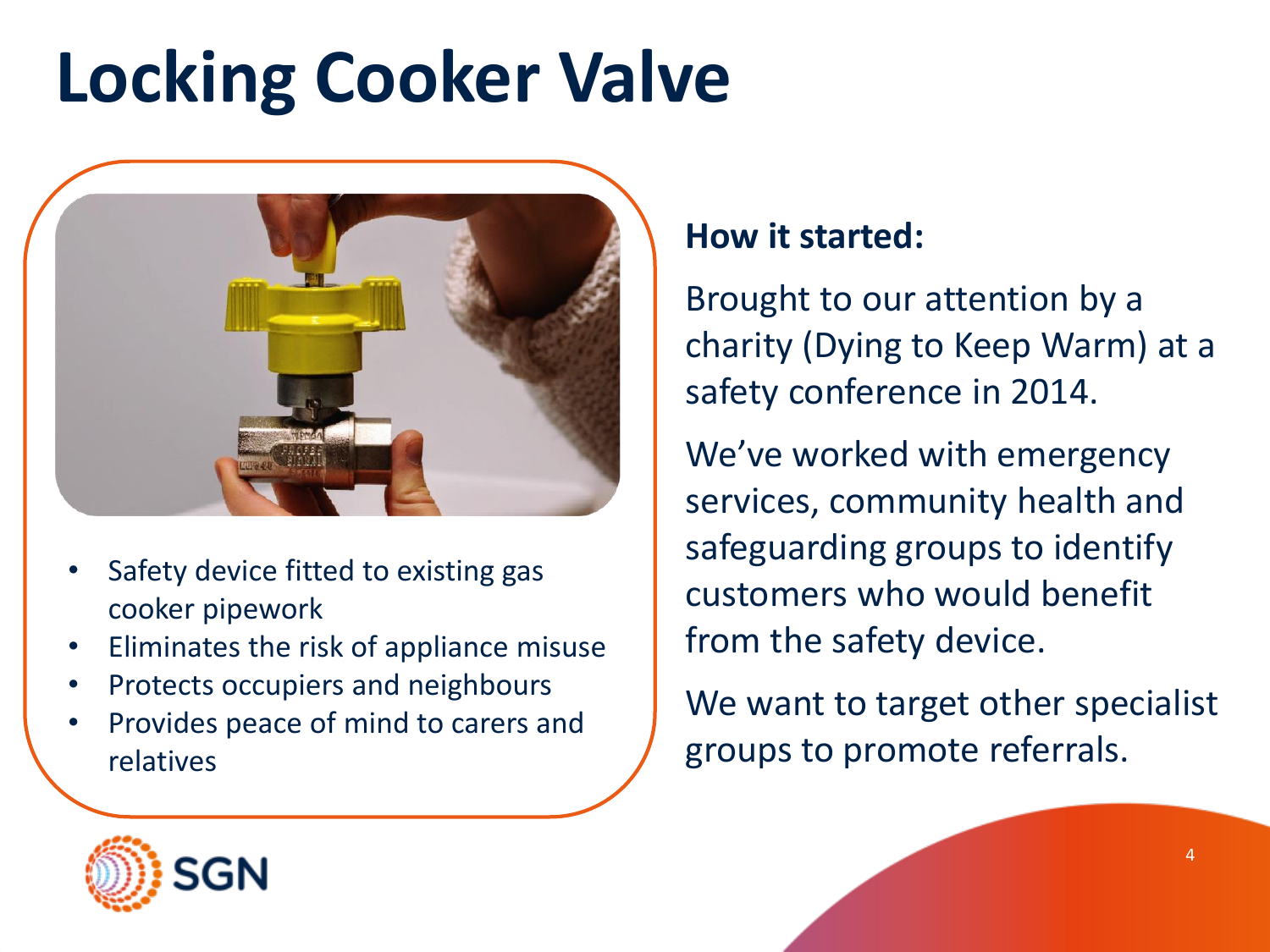# Locking Cooker Valve

- Safety device fitted to existing gas cooker pipework
- Eliminates the risk of appliance misuse
- Protects occupiers and neighbours
- Provides peace of mind to carers and relatives

**How it started:**

Brought to our attention by a charity (Dying to Keep Warm) at a safety conference in 2014.

We've worked with emergency services, community health and safeguarding groups to identify customers who would benefit from the safety device.

We want to target other specialist groups to promote referrals.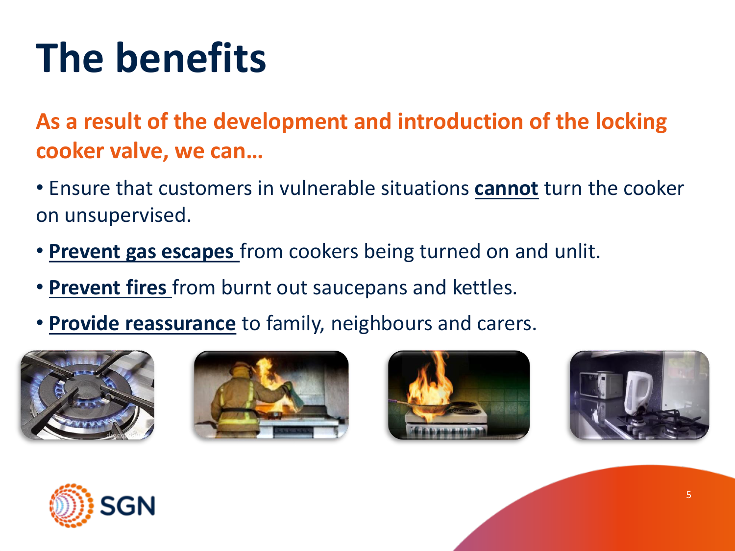# The benefits

**As a result of the development and introduction of the locking cooker valve, we can…**

- Ensure that customers in vulnerable situations **cannot** turn the cooker on unsupervised.
- **Prevent gas escapes** from cookers being turned on and unlit.
- **Prevent fires** from burnt out saucepans and kettles.
- **Provide reassurance** to family, neighbours and carers.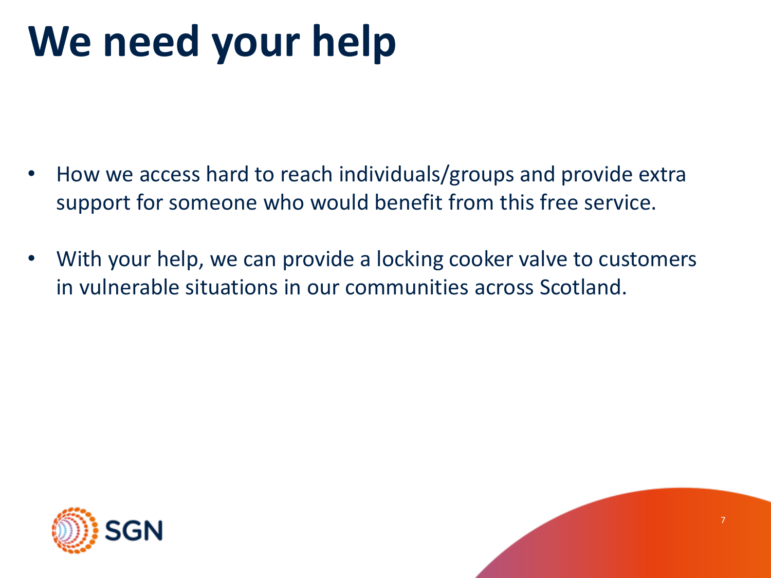# We need your help

- How we access hard to reach individuals/groups and provide extra support for someone who would benefit from this free service.
- With your help, we can provide a locking cooker valve to customers in vulnerable situations in our communities across Scotland.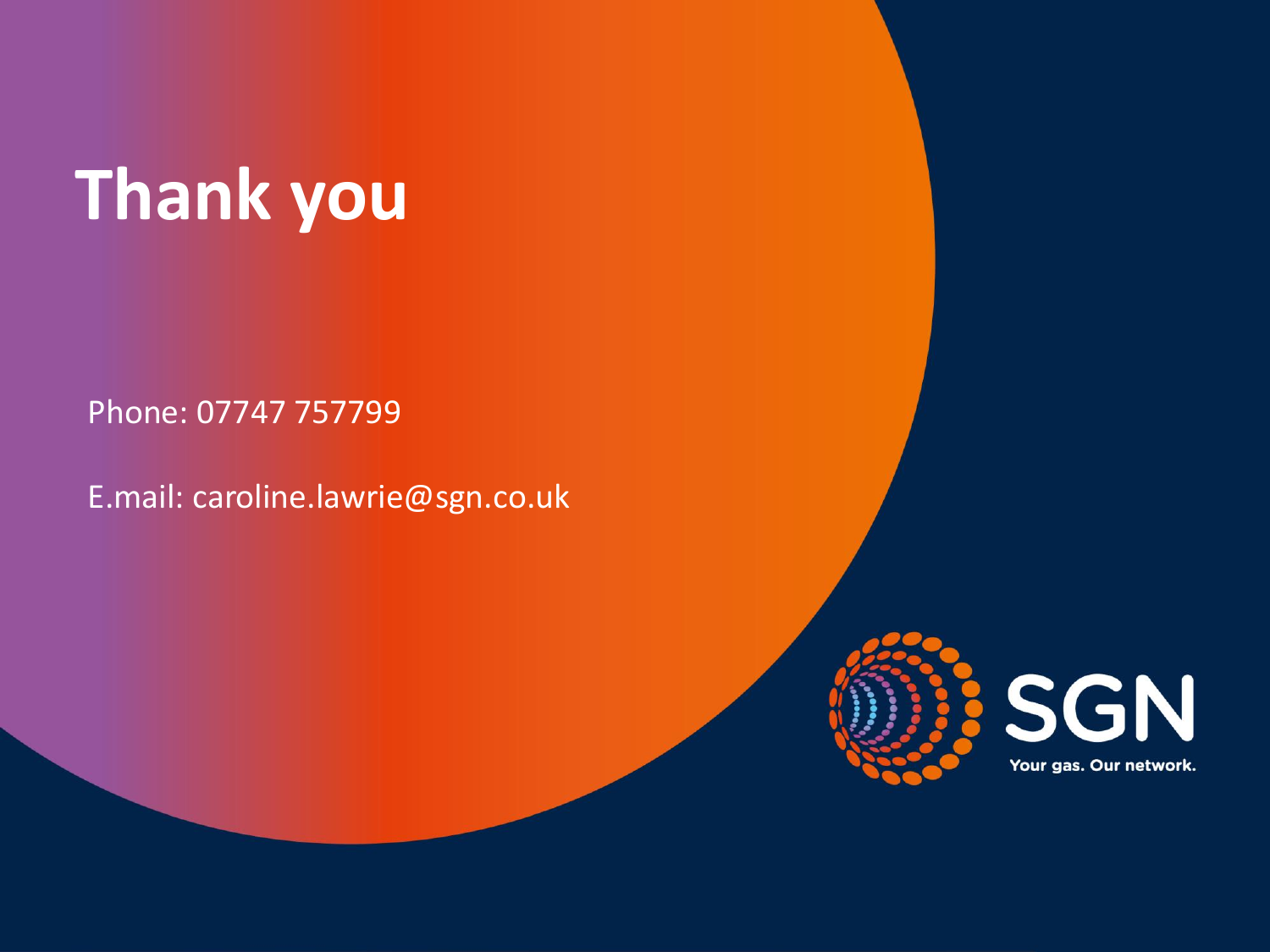# Thank you

Phone: 07747 757799

E.mail: caroline.lawrie@sgn.co.uk

SGN

Your gas. Our network.